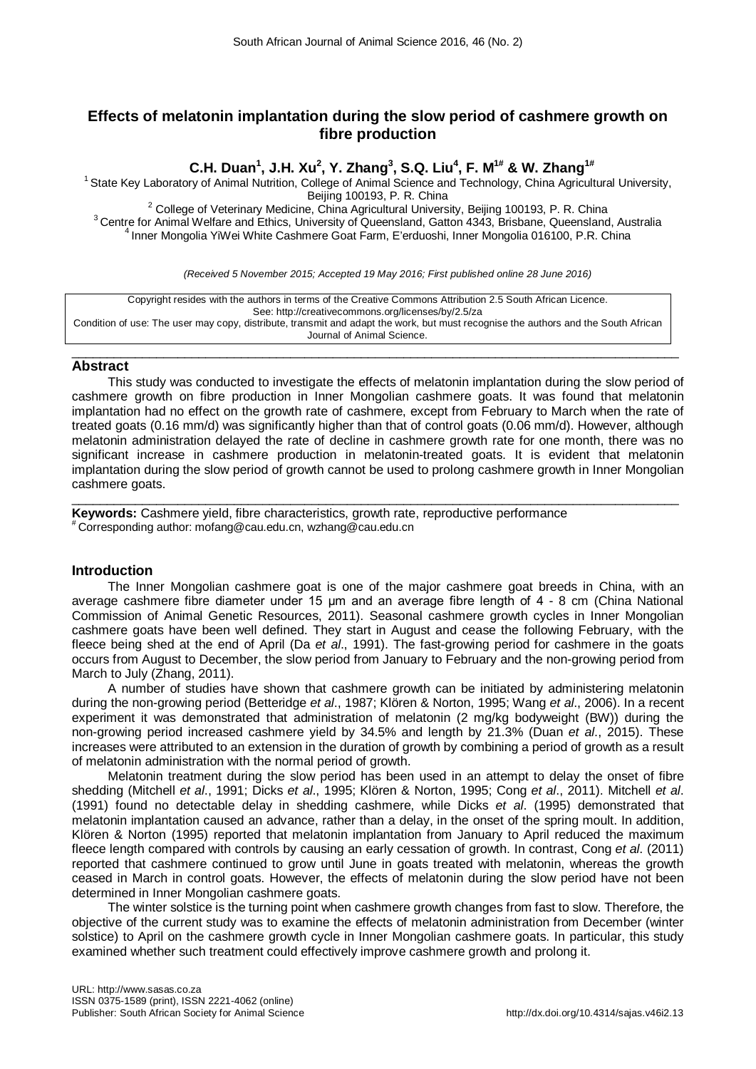# Effects of melatonin implantation during the slow period of cashmere growth on fibre production

**C.H. Duan[1], J.H. Xu[2], Y. Zhang[3], S.Q. Liu[4], F. M[1#] & W. Zhang[1#]**

[1] State Key Laboratory of Animal Nutrition, College of Animal Science and Technology, China Agricultural University, Beijing 100193, P. R. China
[2] College of Veterinary Medicine, China Agricultural University, Beijing 100193, P. R. China
[3] Centre for Animal Welfare and Ethics, University of Queensland, Gatton 4343, Brisbane, Queensland, Australia
[4] Inner Mongolia YiWei White Cashmere Goat Farm, E'erduoshi, Inner Mongolia 016100, P.R. China

*(Received 5 November 2015; Accepted 19 May 2016; First published online 28 June 2016)*

Copyright resides with the authors in terms of the Creative Commons Attribution 2.5 South African Licence.
See: http://creativecommons.org/licenses/by/2.5/za
Condition of use: The user may copy, distribute, transmit and adapt the work, but must recognise the authors and the South African Journal of Animal Science.

## Abstract

This study was conducted to investigate the effects of melatonin implantation during the slow period of cashmere growth on fibre production in Inner Mongolian cashmere goats. It was found that melatonin implantation had no effect on the growth rate of cashmere, except from February to March when the rate of treated goats (0.16 mm/d) was significantly higher than that of control goats (0.06 mm/d). However, although melatonin administration delayed the rate of decline in cashmere growth rate for one month, there was no significant increase in cashmere production in melatonin-treated goats. It is evident that melatonin implantation during the slow period of growth cannot be used to prolong cashmere growth in Inner Mongolian cashmere goats.

**Keywords:** Cashmere yield, fibre characteristics, growth rate, reproductive performance
[#] Corresponding author: mofang@cau.edu.cn, wzhang@cau.edu.cn

## Introduction

The Inner Mongolian cashmere goat is one of the major cashmere goat breeds in China, with an average cashmere fibre diameter under 15 μm and an average fibre length of 4 - 8 cm (China National Commission of Animal Genetic Resources, 2011). Seasonal cashmere growth cycles in Inner Mongolian cashmere goats have been well defined. They start in August and cease the following February, with the fleece being shed at the end of April (Da *et al*., 1991). The fast-growing period for cashmere in the goats occurs from August to December, the slow period from January to February and the non-growing period from March to July (Zhang, 2011).

A number of studies have shown that cashmere growth can be initiated by administering melatonin during the non-growing period (Betteridge *et al*., 1987; Klören & Norton, 1995; Wang *et al*., 2006). In a recent experiment it was demonstrated that administration of melatonin (2 mg/kg bodyweight (BW)) during the non-growing period increased cashmere yield by 34.5% and length by 21.3% (Duan *et al*., 2015). These increases were attributed to an extension in the duration of growth by combining a period of growth as a result of melatonin administration with the normal period of growth.

Melatonin treatment during the slow period has been used in an attempt to delay the onset of fibre shedding (Mitchell *et al*., 1991; Dicks *et al*., 1995; Klören & Norton, 1995; Cong *et al*., 2011). Mitchell *et al*. (1991) found no detectable delay in shedding cashmere, while Dicks *et al*. (1995) demonstrated that melatonin implantation caused an advance, rather than a delay, in the onset of the spring moult. In addition, Klören & Norton (1995) reported that melatonin implantation from January to April reduced the maximum fleece length compared with controls by causing an early cessation of growth. In contrast, Cong *et al*. (2011) reported that cashmere continued to grow until June in goats treated with melatonin, whereas the growth ceased in March in control goats. However, the effects of melatonin during the slow period have not been determined in Inner Mongolian cashmere goats.

The winter solstice is the turning point when cashmere growth changes from fast to slow. Therefore, the objective of the current study was to examine the effects of melatonin administration from December (winter solstice) to April on the cashmere growth cycle in Inner Mongolian cashmere goats. In particular, this study examined whether such treatment could effectively improve cashmere growth and prolong it.

URL: http://www.sasas.co.za
ISSN 0375-1589 (print), ISSN 2221-4062 (online)
Publisher: South African Society for Animal Science
http://dx.doi.org/10.4314/sajas.v46i2.13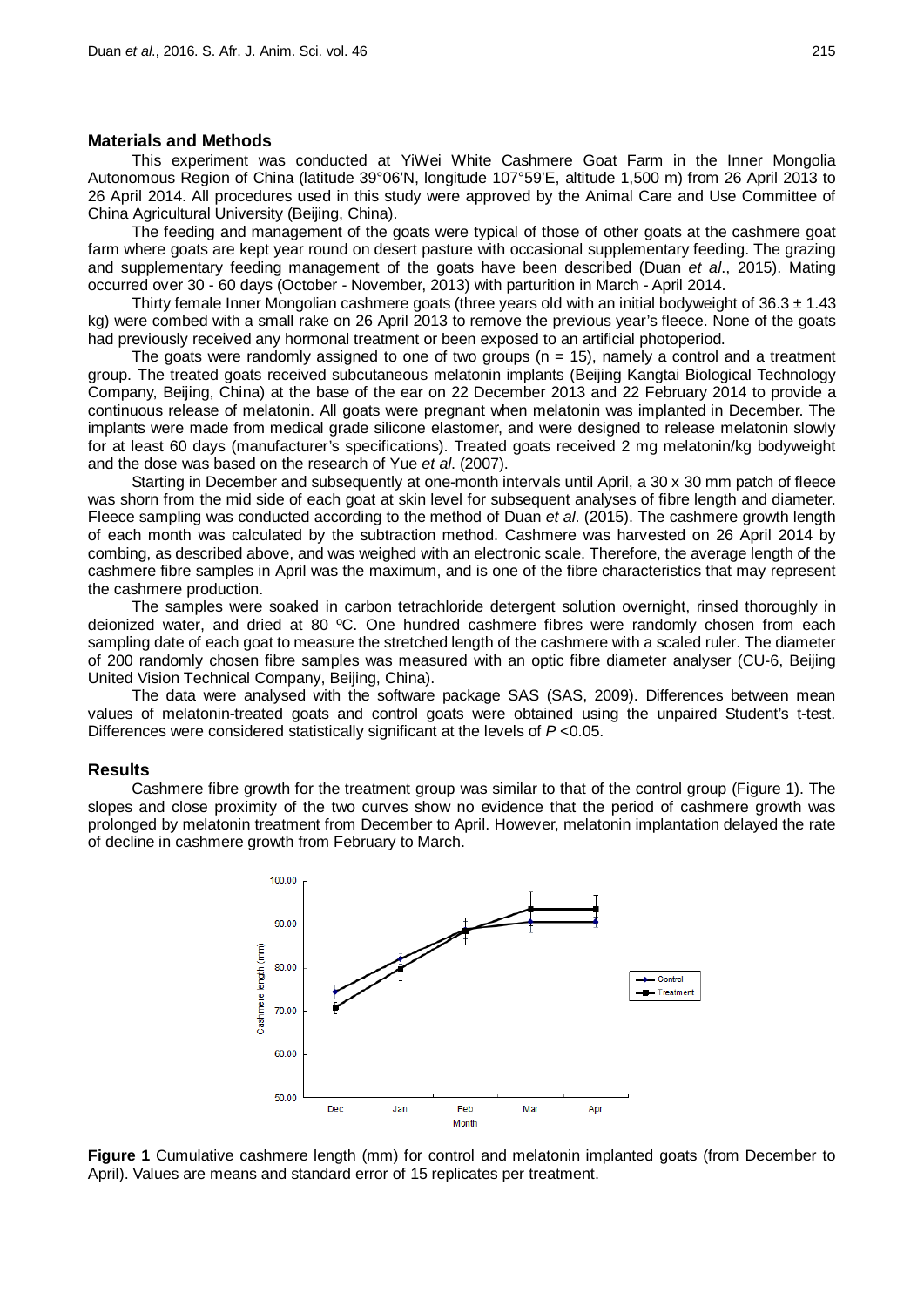## Materials and Methods

This experiment was conducted at YiWei White Cashmere Goat Farm in the Inner Mongolia Autonomous Region of China (latitude 39°06′N, longitude 107°59′E, altitude 1,500 m) from 26 April 2013 to 26 April 2014. All procedures used in this study were approved by the Animal Care and Use Committee of China Agricultural University (Beijing, China).

The feeding and management of the goats were typical of those of other goats at the cashmere goat farm where goats are kept year round on desert pasture with occasional supplementary feeding. The grazing and supplementary feeding management of the goats have been described (Duan *et al*., 2015). Mating occurred over 30 - 60 days (October - November, 2013) with parturition in March - April 2014.

Thirty female Inner Mongolian cashmere goats (three years old with an initial bodyweight of 36.3 ± 1.43 kg) were combed with a small rake on 26 April 2013 to remove the previous year's fleece. None of the goats had previously received any hormonal treatment or been exposed to an artificial photoperiod.

The goats were randomly assigned to one of two groups (n = 15), namely a control and a treatment group. The treated goats received subcutaneous melatonin implants (Beijing Kangtai Biological Technology Company, Beijing, China) at the base of the ear on 22 December 2013 and 22 February 2014 to provide a continuous release of melatonin. All goats were pregnant when melatonin was implanted in December. The implants were made from medical grade silicone elastomer, and were designed to release melatonin slowly for at least 60 days (manufacturer's specifications). Treated goats received 2 mg melatonin/kg bodyweight and the dose was based on the research of Yue *et al*. (2007).

Starting in December and subsequently at one-month intervals until April, a 30 x 30 mm patch of fleece was shorn from the mid side of each goat at skin level for subsequent analyses of fibre length and diameter. Fleece sampling was conducted according to the method of Duan *et al*. (2015). The cashmere growth length of each month was calculated by the subtraction method. Cashmere was harvested on 26 April 2014 by combing, as described above, and was weighed with an electronic scale. Therefore, the average length of the cashmere fibre samples in April was the maximum, and is one of the fibre characteristics that may represent the cashmere production.

The samples were soaked in carbon tetrachloride detergent solution overnight, rinsed thoroughly in deionized water, and dried at 80 ºC. One hundred cashmere fibres were randomly chosen from each sampling date of each goat to measure the stretched length of the cashmere with a scaled ruler. The diameter of 200 randomly chosen fibre samples was measured with an optic fibre diameter analyser (CU-6, Beijing United Vision Technical Company, Beijing, China).

The data were analysed with the software package SAS (SAS, 2009). Differences between mean values of melatonin-treated goats and control goats were obtained using the unpaired Student's t-test. Differences were considered statistically significant at the levels of $P < 0.05$.

## Results

Cashmere fibre growth for the treatment group was similar to that of the control group (Figure 1). The slopes and close proximity of the two curves show no evidence that the period of cashmere growth was prolonged by melatonin treatment from December to April. However, melatonin implantation delayed the rate of decline in cashmere growth from February to March.

**Figure 1** Cumulative cashmere length (mm) for control and melatonin implanted goats (from December to April). Values are means and standard error of 15 replicates per treatment.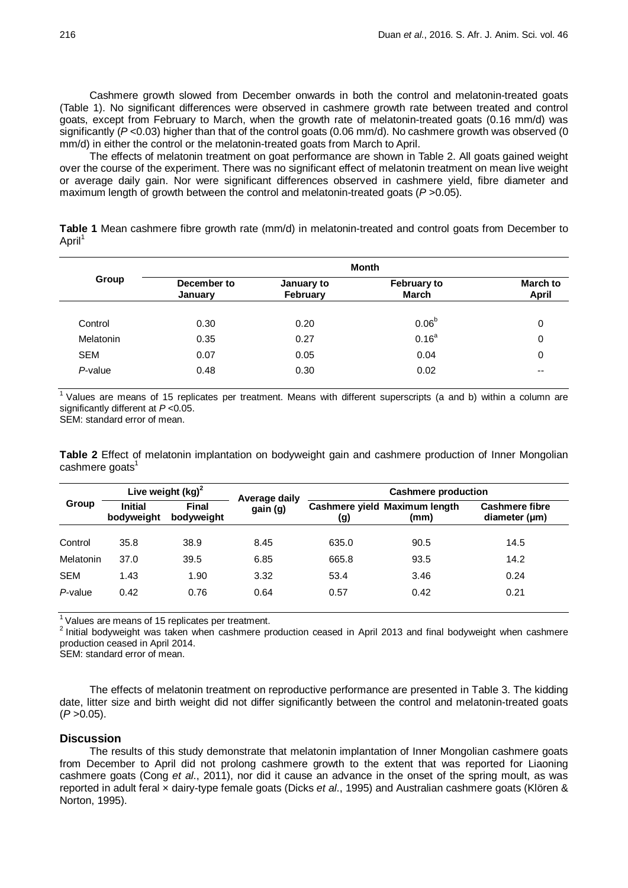Cashmere growth slowed from December onwards in both the control and melatonin-treated goats (Table 1). No significant differences were observed in cashmere growth rate between treated and control goats, except from February to March, when the growth rate of melatonin-treated goats (0.16 mm/d) was significantly ($P$ <0.03) higher than that of the control goats (0.06 mm/d). No cashmere growth was observed (0 mm/d) in either the control or the melatonin-treated goats from March to April.

The effects of melatonin treatment on goat performance are shown in Table 2. All goats gained weight over the course of the experiment. There was no significant effect of melatonin treatment on mean live weight or average daily gain. Nor were significant differences observed in cashmere yield, fibre diameter and maximum length of growth between the control and melatonin-treated goats ($P$ >0.05).

**Table 1** Mean cashmere fibre growth rate (mm/d) in melatonin-treated and control goats from December to April[1]

| Group | Month | | | |
|---|---|---|---|---|
| | December to January | January to February | February to March | March to April |
| Control | 0.30 | 0.20 | 0.06[b] | 0 |
| Melatonin | 0.35 | 0.27 | 0.16[a] | 0 |
| SEM | 0.07 | 0.05 | 0.04 | 0 |
| *P*-value | 0.48 | 0.30 | 0.02 | -- |

[1] Values are means of 15 replicates per treatment. Means with different superscripts (a and b) within a column are significantly different at $P$ <0.05.
SEM: standard error of mean.

**Table 2** Effect of melatonin implantation on bodyweight gain and cashmere production of Inner Mongolian cashmere goats[1]

| Group | Live weight (kg)[2] | | Average daily gain (g) | Cashmere production | | |
|---|---|---|---|---|---|---|
| | Initial bodyweight | Final bodyweight | | Cashmere yield (g) | Maximum length (mm) | Cashmere fibre diameter (μm) |
| Control | 35.8 | 38.9 | 8.45 | 635.0 | 90.5 | 14.5 |
| Melatonin | 37.0 | 39.5 | 6.85 | 665.8 | 93.5 | 14.2 |
| SEM | 1.43 | 1.90 | 3.32 | 53.4 | 3.46 | 0.24 |
| *P*-value | 0.42 | 0.76 | 0.64 | 0.57 | 0.42 | 0.21 |

[1] Values are means of 15 replicates per treatment.
[2] Initial bodyweight was taken when cashmere production ceased in April 2013 and final bodyweight when cashmere production ceased in April 2014.
SEM: standard error of mean.

The effects of melatonin treatment on reproductive performance are presented in Table 3. The kidding date, litter size and birth weight did not differ significantly between the control and melatonin-treated goats ($P$ >0.05).

## Discussion

The results of this study demonstrate that melatonin implantation of Inner Mongolian cashmere goats from December to April did not prolong cashmere growth to the extent that was reported for Liaoning cashmere goats (Cong *et al*., 2011), nor did it cause an advance in the onset of the spring moult, as was reported in adult feral × dairy-type female goats (Dicks *et al*., 1995) and Australian cashmere goats (Klören & Norton, 1995).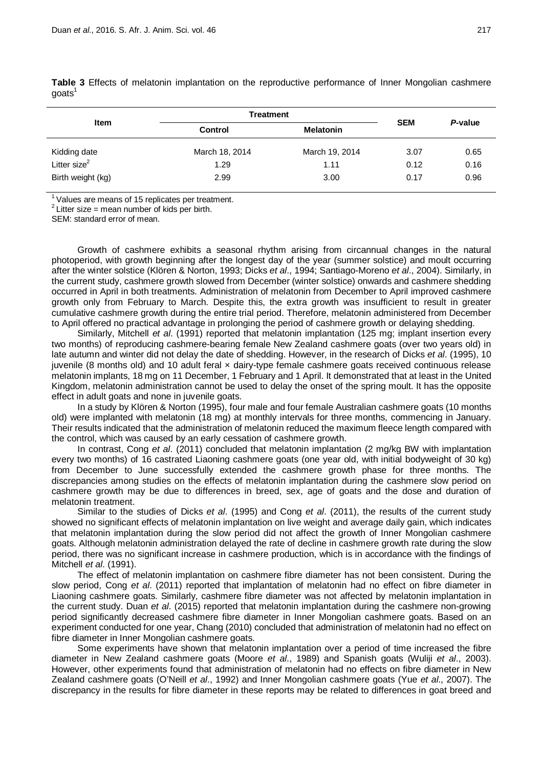**Table 3** Effects of melatonin implantation on the reproductive performance of Inner Mongolian cashmere goats[1]

| Item | Treatment | | SEM | *P*-value |
|---|---|---|---|---|
| | Control | Melatonin | | |
| Kidding date | March 18, 2014 | March 19, 2014 | 3.07 | 0.65 |
| Litter size[2] | 1.29 | 1.11 | 0.12 | 0.16 |
| Birth weight (kg) | 2.99 | 3.00 | 0.17 | 0.96 |

[1] Values are means of 15 replicates per treatment.
[2] Litter size = mean number of kids per birth.
SEM: standard error of mean.

Growth of cashmere exhibits a seasonal rhythm arising from circannual changes in the natural photoperiod, with growth beginning after the longest day of the year (summer solstice) and moult occurring after the winter solstice (Klören & Norton, 1993; Dicks *et al*., 1994; Santiago-Moreno *et al*., 2004). Similarly, in the current study, cashmere growth slowed from December (winter solstice) onwards and cashmere shedding occurred in April in both treatments. Administration of melatonin from December to April improved cashmere growth only from February to March. Despite this, the extra growth was insufficient to result in greater cumulative cashmere growth during the entire trial period. Therefore, melatonin administered from December to April offered no practical advantage in prolonging the period of cashmere growth or delaying shedding.

Similarly, Mitchell *et al*. (1991) reported that melatonin implantation (125 mg; implant insertion every two months) of reproducing cashmere-bearing female New Zealand cashmere goats (over two years old) in late autumn and winter did not delay the date of shedding. However, in the research of Dicks *et al*. (1995), 10 juvenile (8 months old) and 10 adult feral × dairy-type female cashmere goats received continuous release melatonin implants, 18 mg on 11 December, 1 February and 1 April. It demonstrated that at least in the United Kingdom, melatonin administration cannot be used to delay the onset of the spring moult. It has the opposite effect in adult goats and none in juvenile goats.

In a study by Klören & Norton (1995), four male and four female Australian cashmere goats (10 months old) were implanted with melatonin (18 mg) at monthly intervals for three months, commencing in January. Their results indicated that the administration of melatonin reduced the maximum fleece length compared with the control, which was caused by an early cessation of cashmere growth.

In contrast, Cong *et al*. (2011) concluded that melatonin implantation (2 mg/kg BW with implantation every two months) of 16 castrated Liaoning cashmere goats (one year old, with initial bodyweight of 30 kg) from December to June successfully extended the cashmere growth phase for three months. The discrepancies among studies on the effects of melatonin implantation during the cashmere slow period on cashmere growth may be due to differences in breed, sex, age of goats and the dose and duration of melatonin treatment.

Similar to the studies of Dicks *et al*. (1995) and Cong *et al*. (2011), the results of the current study showed no significant effects of melatonin implantation on live weight and average daily gain, which indicates that melatonin implantation during the slow period did not affect the growth of Inner Mongolian cashmere goats. Although melatonin administration delayed the rate of decline in cashmere growth rate during the slow period, there was no significant increase in cashmere production, which is in accordance with the findings of Mitchell *et al*. (1991).

The effect of melatonin implantation on cashmere fibre diameter has not been consistent. During the slow period, Cong *et al*. (2011) reported that implantation of melatonin had no effect on fibre diameter in Liaoning cashmere goats. Similarly, cashmere fibre diameter was not affected by melatonin implantation in the current study. Duan *et al*. (2015) reported that melatonin implantation during the cashmere non-growing period significantly decreased cashmere fibre diameter in Inner Mongolian cashmere goats. Based on an experiment conducted for one year, Chang (2010) concluded that administration of melatonin had no effect on fibre diameter in Inner Mongolian cashmere goats.

Some experiments have shown that melatonin implantation over a period of time increased the fibre diameter in New Zealand cashmere goats (Moore *et al*., 1989) and Spanish goats (Wuliji *et al*., 2003). However, other experiments found that administration of melatonin had no effects on fibre diameter in New Zealand cashmere goats (O'Neill *et al*., 1992) and Inner Mongolian cashmere goats (Yue *et al*., 2007). The discrepancy in the results for fibre diameter in these reports may be related to differences in goat breed and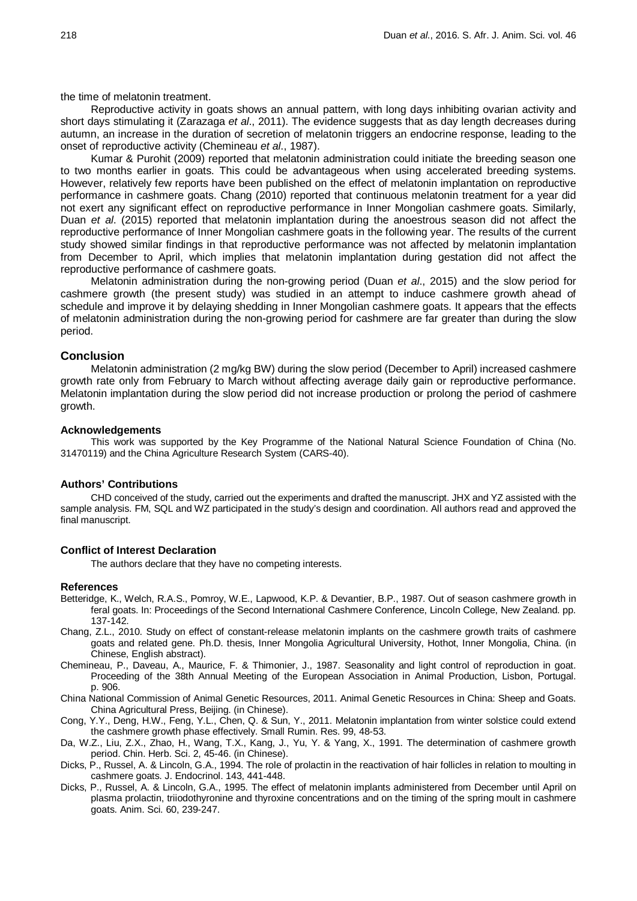the time of melatonin treatment.

Reproductive activity in goats shows an annual pattern, with long days inhibiting ovarian activity and short days stimulating it (Zarazaga *et al*., 2011). The evidence suggests that as day length decreases during autumn, an increase in the duration of secretion of melatonin triggers an endocrine response, leading to the onset of reproductive activity (Chemineau *et al*., 1987).

Kumar & Purohit (2009) reported that melatonin administration could initiate the breeding season one to two months earlier in goats. This could be advantageous when using accelerated breeding systems. However, relatively few reports have been published on the effect of melatonin implantation on reproductive performance in cashmere goats. Chang (2010) reported that continuous melatonin treatment for a year did not exert any significant effect on reproductive performance in Inner Mongolian cashmere goats. Similarly, Duan *et al*. (2015) reported that melatonin implantation during the anoestrous season did not affect the reproductive performance of Inner Mongolian cashmere goats in the following year. The results of the current study showed similar findings in that reproductive performance was not affected by melatonin implantation from December to April, which implies that melatonin implantation during gestation did not affect the reproductive performance of cashmere goats.

Melatonin administration during the non-growing period (Duan *et al*., 2015) and the slow period for cashmere growth (the present study) was studied in an attempt to induce cashmere growth ahead of schedule and improve it by delaying shedding in Inner Mongolian cashmere goats. It appears that the effects of melatonin administration during the non-growing period for cashmere are far greater than during the slow period.

## Conclusion

Melatonin administration (2 mg/kg BW) during the slow period (December to April) increased cashmere growth rate only from February to March without affecting average daily gain or reproductive performance. Melatonin implantation during the slow period did not increase production or prolong the period of cashmere growth.

### Acknowledgements

This work was supported by the Key Programme of the National Natural Science Foundation of China (No. 31470119) and the China Agriculture Research System (CARS-40).

### Authors' Contributions

CHD conceived of the study, carried out the experiments and drafted the manuscript. JHX and YZ assisted with the sample analysis. FM, SQL and WZ participated in the study's design and coordination. All authors read and approved the final manuscript.

### Conflict of Interest Declaration

The authors declare that they have no competing interests.

### References

Betteridge, K., Welch, R.A.S., Pomroy, W.E., Lapwood, K.P. & Devantier, B.P., 1987. Out of season cashmere growth in feral goats. In: Proceedings of the Second International Cashmere Conference, Lincoln College, New Zealand. pp. 137-142.

Chang, Z.L., 2010. Study on effect of constant-release melatonin implants on the cashmere growth traits of cashmere goats and related gene. Ph.D. thesis, Inner Mongolia Agricultural University, Hothot, Inner Mongolia, China. (in Chinese, English abstract).

Chemineau, P., Daveau, A., Maurice, F. & Thimonier, J., 1987. Seasonality and light control of reproduction in goat. Proceeding of the 38th Annual Meeting of the European Association in Animal Production, Lisbon, Portugal. p. 906.

China National Commission of Animal Genetic Resources, 2011. Animal Genetic Resources in China: Sheep and Goats. China Agricultural Press, Beijing. (in Chinese).

Cong, Y.Y., Deng, H.W., Feng, Y.L., Chen, Q. & Sun, Y., 2011. Melatonin implantation from winter solstice could extend the cashmere growth phase effectively. Small Rumin. Res. 99, 48-53.

Da, W.Z., Liu, Z.X., Zhao, H., Wang, T.X., Kang, J., Yu, Y. & Yang, X., 1991. The determination of cashmere growth period. Chin. Herb. Sci. 2, 45-46. (in Chinese).

Dicks, P., Russel, A. & Lincoln, G.A., 1994. The role of prolactin in the reactivation of hair follicles in relation to moulting in cashmere goats. J. Endocrinol. 143, 441-448.

Dicks, P., Russel, A. & Lincoln, G.A., 1995. The effect of melatonin implants administered from December until April on plasma prolactin, triiodothyronine and thyroxine concentrations and on the timing of the spring moult in cashmere goats. Anim. Sci. 60, 239-247.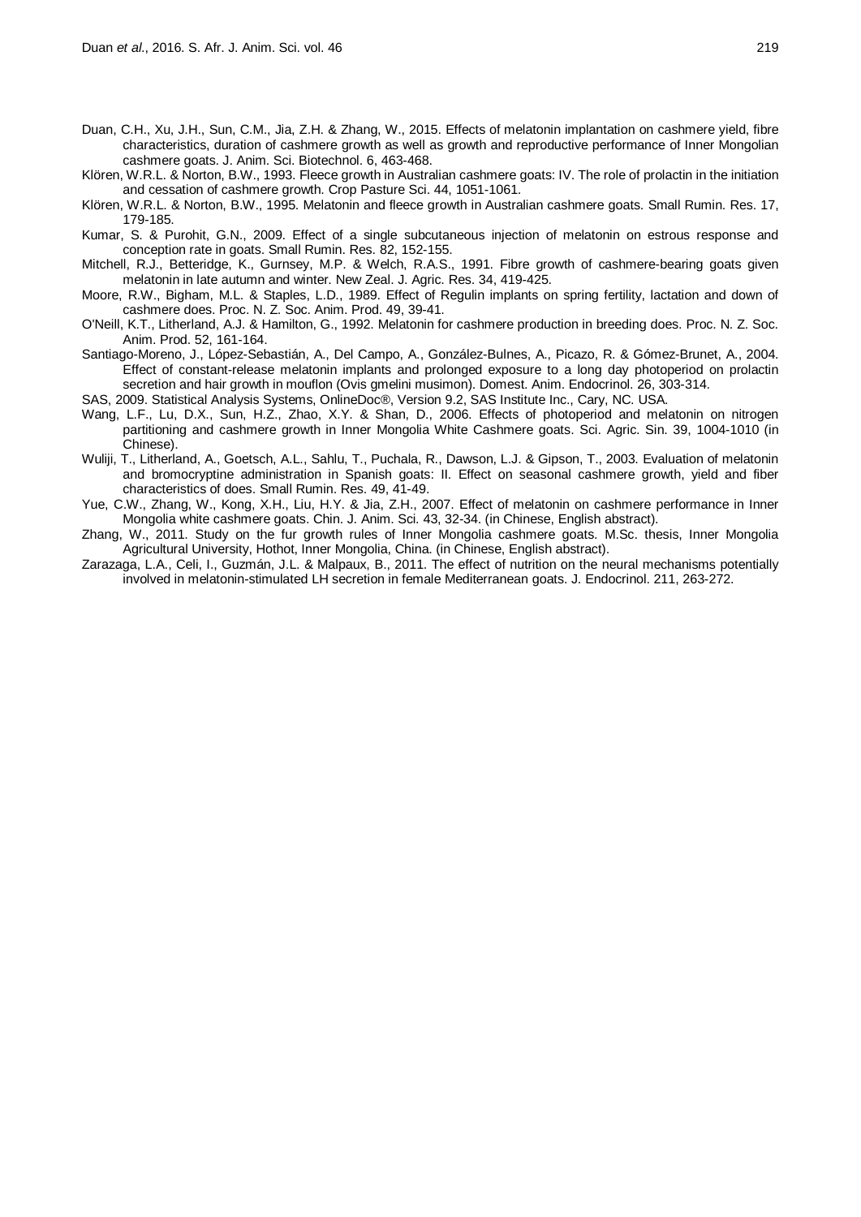Duan, C.H., Xu, J.H., Sun, C.M., Jia, Z.H. & Zhang, W., 2015. Effects of melatonin implantation on cashmere yield, fibre characteristics, duration of cashmere growth as well as growth and reproductive performance of Inner Mongolian cashmere goats. J. Anim. Sci. Biotechnol. 6, 463-468.

Klören, W.R.L. & Norton, B.W., 1993. Fleece growth in Australian cashmere goats: IV. The role of prolactin in the initiation and cessation of cashmere growth. Crop Pasture Sci. 44, 1051-1061.

Klören, W.R.L. & Norton, B.W., 1995. Melatonin and fleece growth in Australian cashmere goats. Small Rumin. Res. 17, 179-185.

Kumar, S. & Purohit, G.N., 2009. Effect of a single subcutaneous injection of melatonin on estrous response and conception rate in goats. Small Rumin. Res. 82, 152-155.

Mitchell, R.J., Betteridge, K., Gurnsey, M.P. & Welch, R.A.S., 1991. Fibre growth of cashmere-bearing goats given melatonin in late autumn and winter. New Zeal. J. Agric. Res. 34, 419-425.

Moore, R.W., Bigham, M.L. & Staples, L.D., 1989. Effect of Regulin implants on spring fertility, lactation and down of cashmere does. Proc. N. Z. Soc. Anim. Prod. 49, 39-41.

O'Neill, K.T., Litherland, A.J. & Hamilton, G., 1992. Melatonin for cashmere production in breeding does. Proc. N. Z. Soc. Anim. Prod. 52, 161-164.

Santiago-Moreno, J., López-Sebastián, A., Del Campo, A., González-Bulnes, A., Picazo, R. & Gómez-Brunet, A., 2004. Effect of constant-release melatonin implants and prolonged exposure to a long day photoperiod on prolactin secretion and hair growth in mouflon (Ovis gmelini musimon). Domest. Anim. Endocrinol. 26, 303-314.

SAS, 2009. Statistical Analysis Systems, OnlineDoc®, Version 9.2, SAS Institute Inc., Cary, NC. USA.

Wang, L.F., Lu, D.X., Sun, H.Z., Zhao, X.Y. & Shan, D., 2006. Effects of photoperiod and melatonin on nitrogen partitioning and cashmere growth in Inner Mongolia White Cashmere goats. Sci. Agric. Sin. 39, 1004-1010 (in Chinese).

Wuliji, T., Litherland, A., Goetsch, A.L., Sahlu, T., Puchala, R., Dawson, L.J. & Gipson, T., 2003. Evaluation of melatonin and bromocryptine administration in Spanish goats: II. Effect on seasonal cashmere growth, yield and fiber characteristics of does. Small Rumin. Res. 49, 41-49.

Yue, C.W., Zhang, W., Kong, X.H., Liu, H.Y. & Jia, Z.H., 2007. Effect of melatonin on cashmere performance in Inner Mongolia white cashmere goats. Chin. J. Anim. Sci. 43, 32-34. (in Chinese, English abstract).

Zhang, W., 2011. Study on the fur growth rules of Inner Mongolia cashmere goats. M.Sc. thesis, Inner Mongolia Agricultural University, Hothot, Inner Mongolia, China. (in Chinese, English abstract).

Zarazaga, L.A., Celi, I., Guzmán, J.L. & Malpaux, B., 2011. The effect of nutrition on the neural mechanisms potentially involved in melatonin-stimulated LH secretion in female Mediterranean goats. J. Endocrinol. 211, 263-272.